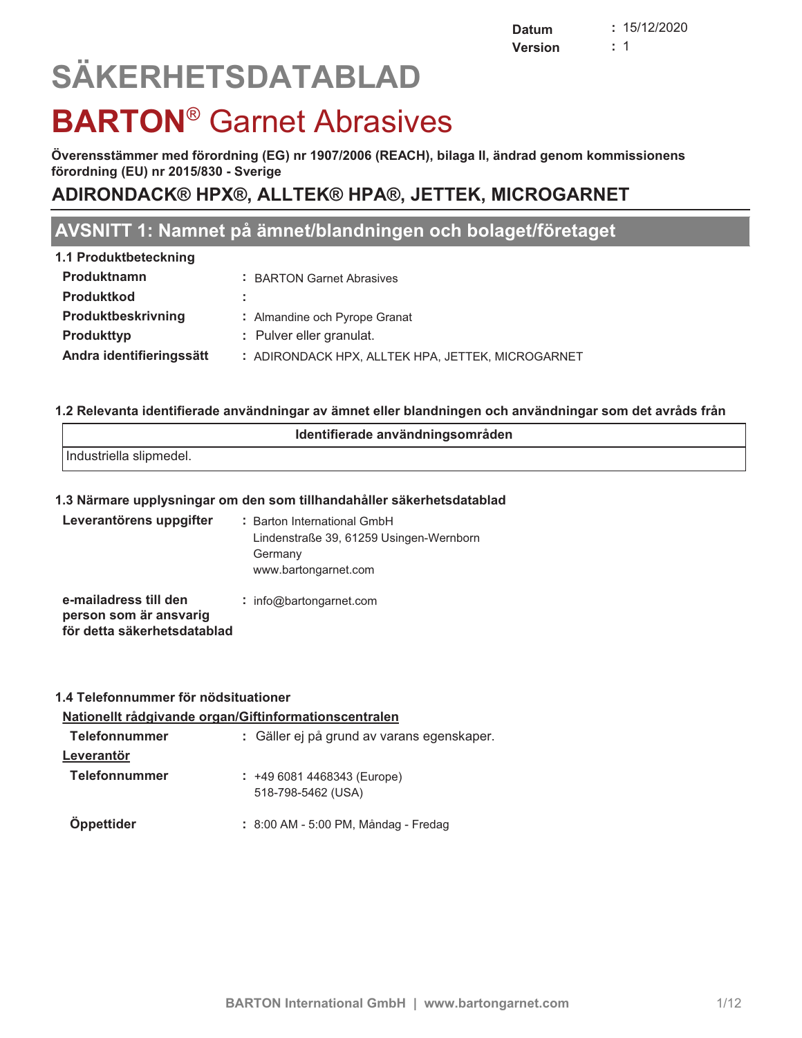| | |
|---|---|
| **Datum** | : 15/12/2020 |
| **Version** | : 1 |

# SÄKERHETSDATABLAD

# BARTON® Garnet Abrasives

**Överensstämmer med förordning (EG) nr 1907/2006 (REACH), bilaga II, ändrad genom kommissionens förordning (EU) nr 2015/830 - Sverige**

## ADIRONDACK® HPX®, ALLTEK® HPA®, JETTEK, MICROGARNET

## AVSNITT 1: Namnet på ämnet/blandningen och bolaget/företaget

### 1.1 Produktbeteckning

| | |
|---|---|
| **Produktnamn** | : BARTON Garnet Abrasives |
| **Produktkod** | : |
| **Produktbeskrivning** | : Almandine och Pyrope Granat |
| **Produkttyp** | : Pulver eller granulat. |
| **Andra identifieringssätt** | : ADIRONDACK HPX, ALLTEK HPA, JETTEK, MICROGARNET |

### 1.2 Relevanta identifierade användningar av ämnet eller blandningen och användningar som det avråds från

| Identifierade användningsområden |
|---|
| Industriella slipmedel. |

### 1.3 Närmare upplysningar om den som tillhandahåller säkerhetsdatablad

**Leverantörens uppgifter** : Barton International GmbH
Lindenstraße 39, 61259 Usingen-Wernborn
Germany
www.bartongarnet.com

**e-mailadress till den person som är ansvarig för detta säkerhetsdatablad** : info@bartongarnet.com

### 1.4 Telefonnummer för nödsituationer

**Nationellt rådgivande organ/Giftinformationscentralen**

**Telefonnummer** : Gäller ej på grund av varans egenskaper.

**Leverantör**

**Telefonnummer** : +49 6081 4468343 (Europe)
518-798-5462 (USA)

**Öppettider** : 8:00 AM - 5:00 PM, Måndag - Fredag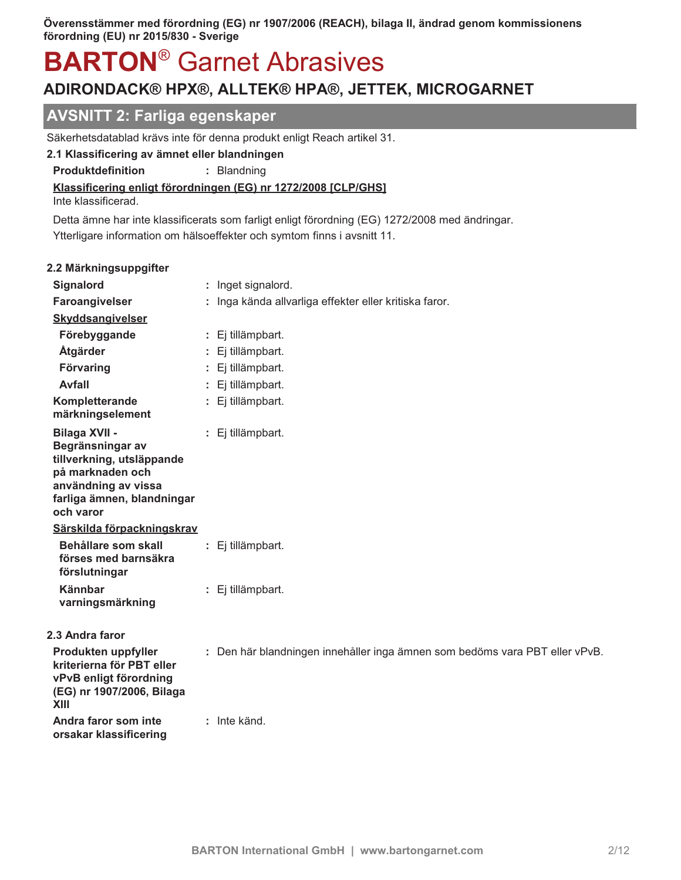## AVSNITT 2: Farliga egenskaper

Säkerhetsdatablad krävs inte för denna produkt enligt Reach artikel 31.

### 2.1 Klassificering av ämnet eller blandningen

**Produktdefinition** : Blandning

**Klassificering enligt förordningen (EG) nr 1272/2008 [CLP/GHS]**

Inte klassificerad.

Detta ämne har inte klassificerats som farligt enligt förordning (EG) 1272/2008 med ändringar.

Ytterligare information om hälsoeffekter och symtom finns i avsnitt 11.

### 2.2 Märkningsuppgifter

**Signalord** : Inget signalord.

**Faroangivelser** : Inga kända allvarliga effekter eller kritiska faror.

**Skyddsangivelser**

**Förebyggande** : Ej tillämpbart.

**Åtgärder** : Ej tillämpbart.

**Förvaring** : Ej tillämpbart.

**Avfall** : Ej tillämpbart.

**Kompletterande märkningselement** : Ej tillämpbart.

**Bilaga XVII - Begränsningar av tillverkning, utsläppande på marknaden och användning av vissa farliga ämnen, blandningar och varor** : Ej tillämpbart.

**Särskilda förpackningskrav**

**Behållare som skall förses med barnsäkra förslutningar** : Ej tillämpbart.

**Kännbar varningsmärkning** : Ej tillämpbart.

### 2.3 Andra faror

**Produkten uppfyller kriterierna för PBT eller vPvB enligt förordning (EG) nr 1907/2006, Bilaga XIII** : Den här blandningen innehåller inga ämnen som bedöms vara PBT eller vPvB.

**Andra faror som inte orsakar klassificering** : Inte känd.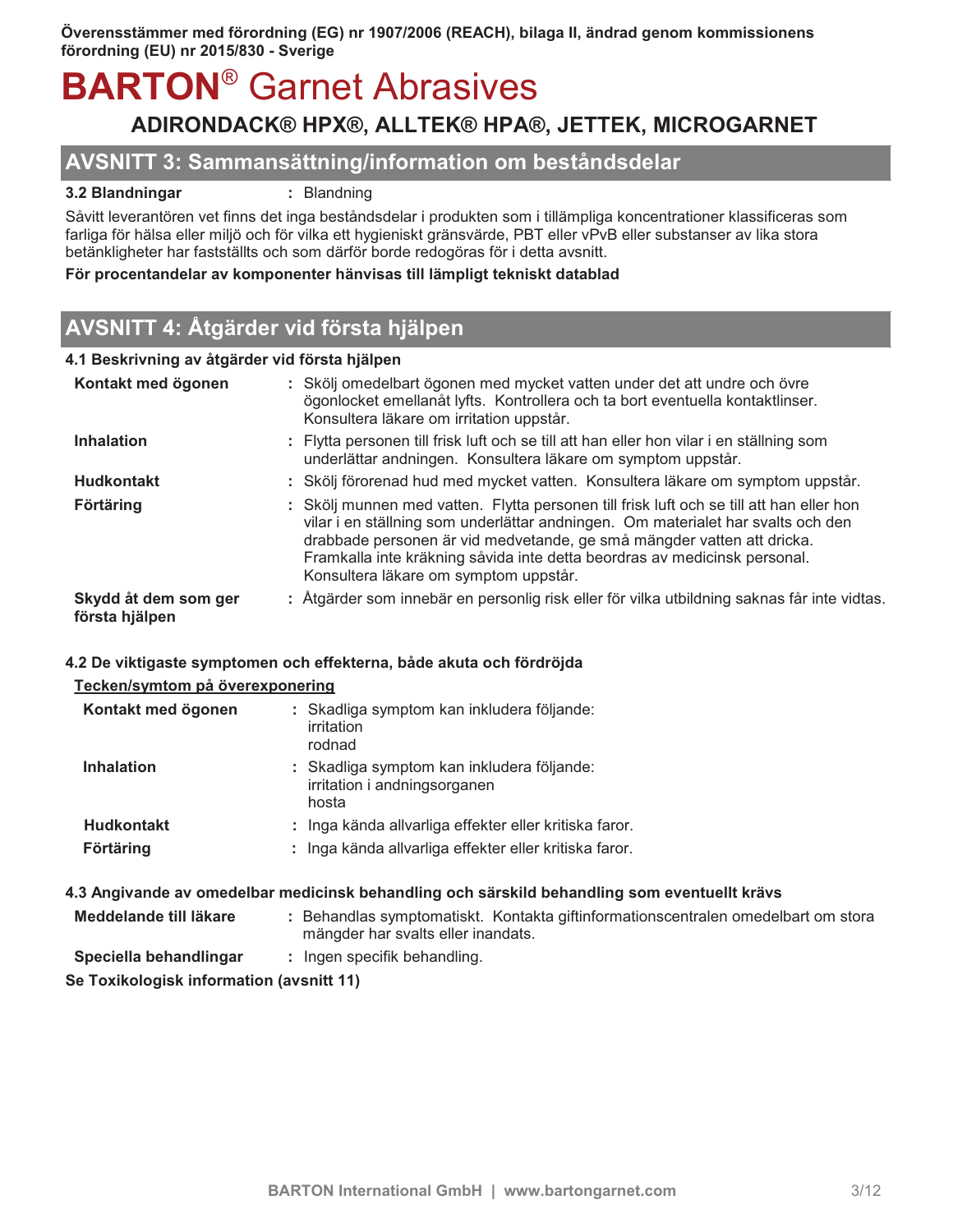## AVSNITT 3: Sammansättning/information om beståndsdelar

**3.2 Blandningar** : Blandning

Såvitt leverantören vet finns det inga beståndsdelar i produkten som i tillämpliga koncentrationer klassificeras som farliga för hälsa eller miljö och för vilka ett hygieniskt gränsvärde, PBT eller vPvB eller substanser av lika stora betänkligheter har fastställts och som därför borde redogöras för i detta avsnitt.

**För procentandelar av komponenter hänvisas till lämpligt tekniskt datablad**

## AVSNITT 4: Åtgärder vid första hjälpen

### 4.1 Beskrivning av åtgärder vid första hjälpen

**Kontakt med ögonen** : Skölj omedelbart ögonen med mycket vatten under det att undre och övre ögonlocket emellanåt lyfts. Kontrollera och ta bort eventuella kontaktlinser. Konsultera läkare om irritation uppstår.

**Inhalation** : Flytta personen till frisk luft och se till att han eller hon vilar i en ställning som underlättar andningen. Konsultera läkare om symptom uppstår.

**Hudkontakt** : Skölj förorenad hud med mycket vatten. Konsultera läkare om symptom uppstår.

**Förtäring** : Skölj munnen med vatten. Flytta personen till frisk luft och se till att han eller hon vilar i en ställning som underlättar andningen. Om materialet har svalts och den drabbade personen är vid medvetande, ge små mängder vatten att dricka. Framkalla inte kräkning såvida inte detta beordras av medicinsk personal. Konsultera läkare om symptom uppstår.

**Skydd åt dem som ger första hjälpen** : Åtgärder som innebär en personlig risk eller för vilka utbildning saknas får inte vidtas.

### 4.2 De viktigaste symptomen och effekterna, både akuta och fördröjda

**Tecken/symtom på överexponering**

**Kontakt med ögonen** : Skadliga symptom kan inkludera följande:
irritation
rodnad

**Inhalation** : Skadliga symptom kan inkludera följande:
irritation i andningsorganen
hosta

**Hudkontakt** : Inga kända allvarliga effekter eller kritiska faror.

**Förtäring** : Inga kända allvarliga effekter eller kritiska faror.

### 4.3 Angivande av omedelbar medicinsk behandling och särskild behandling som eventuellt krävs

**Meddelande till läkare** : Behandlas symptomatiskt. Kontakta giftinformationscentralen omedelbart om stora mängder har svalts eller inandats.

**Speciella behandlingar** : Ingen specifik behandling.

**Se Toxikologisk information (avsnitt 11)**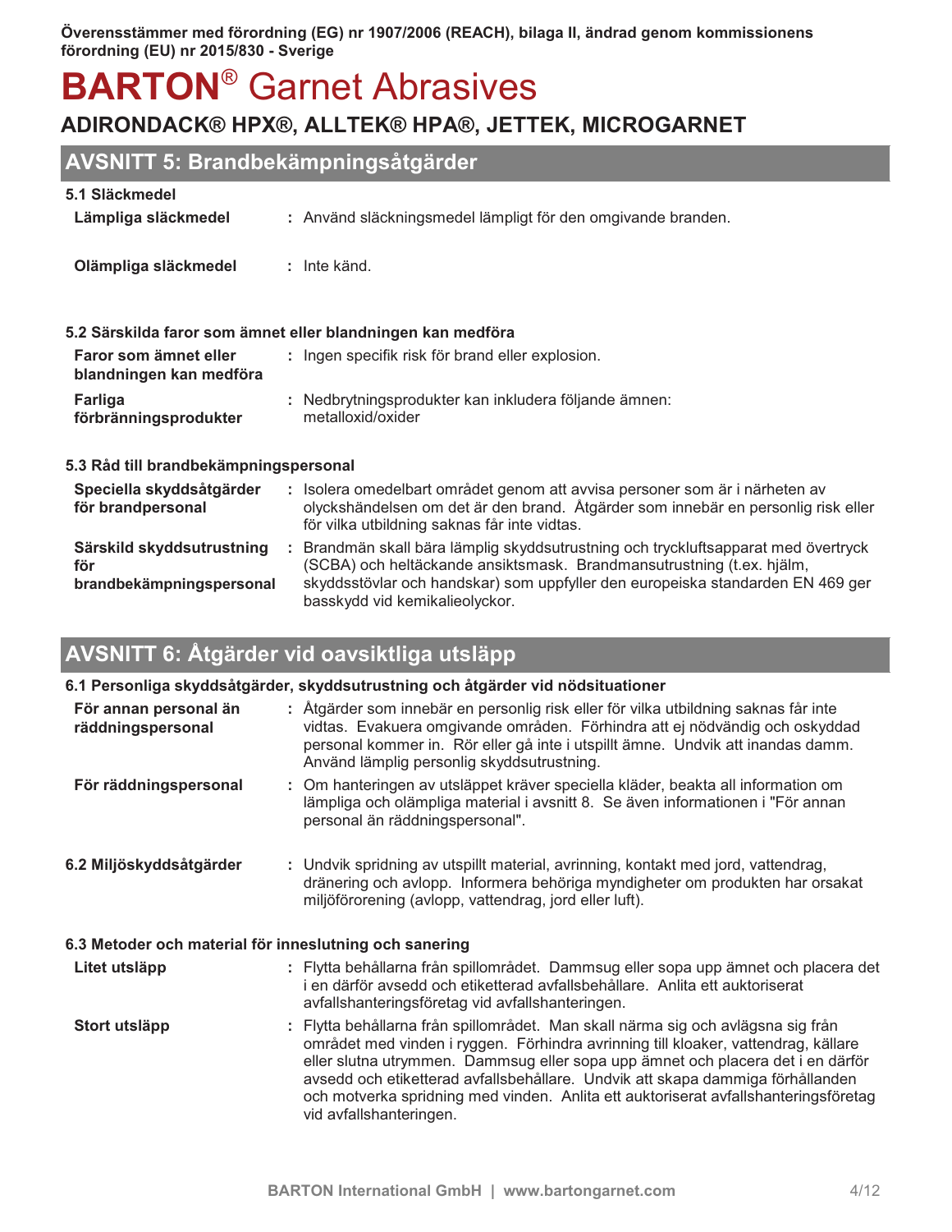## AVSNITT 5: Brandbekämpningsåtgärder

### 5.1 Släckmedel

**Lämpliga släckmedel** : Använd släckningsmedel lämpligt för den omgivande branden.

**Olämpliga släckmedel** : Inte känd.

### 5.2 Särskilda faror som ämnet eller blandningen kan medföra

**Faror som ämnet eller blandningen kan medföra** : Ingen specifik risk för brand eller explosion.

**Farliga förbränningsprodukter** : Nedbrytningsprodukter kan inkludera följande ämnen: metalloxid/oxider

### 5.3 Råd till brandbekämpningspersonal

**Speciella skyddsåtgärder för brandpersonal** : Isolera omedelbart området genom att avvisa personer som är i närheten av olyckshändelsen om det är den brand. Åtgärder som innebär en personlig risk eller för vilka utbildning saknas får inte vidtas.

**Särskild skyddsutrustning för brandbekämpningspersonal** : Brandmän skall bära lämplig skyddsutrustning och tryckluftsapparat med övertryck (SCBA) och heltäckande ansiktsmask. Brandmansutrustning (t.ex. hjälm, skyddsstövlar och handskar) som uppfyller den europeiska standarden EN 469 ger basskydd vid kemikalieolyckor.

## AVSNITT 6: Åtgärder vid oavsiktliga utsläpp

### 6.1 Personliga skyddsåtgärder, skyddsutrustning och åtgärder vid nödsituationer

**För annan personal än räddningspersonal** : Åtgärder som innebär en personlig risk eller för vilka utbildning saknas får inte vidtas. Evakuera omgivande områden. Förhindra att ej nödvändig och oskyddad personal kommer in. Rör eller gå inte i utspillt ämne. Undvik att inandas damm. Använd lämplig personlig skyddsutrustning.

**För räddningspersonal** : Om hanteringen av utsläppet kräver speciella kläder, beakta all information om lämpliga och olämpliga material i avsnitt 8. Se även informationen i "För annan personal än räddningspersonal".

### 6.2 Miljöskyddsåtgärder

: Undvik spridning av utspillt material, avrinning, kontakt med jord, vattendrag, dränering och avlopp. Informera behöriga myndigheter om produkten har orsakat miljöförorening (avlopp, vattendrag, jord eller luft).

### 6.3 Metoder och material för inneslutning och sanering

**Litet utsläpp** : Flytta behållarna från spillområdet. Dammsug eller sopa upp ämnet och placera det i en därför avsedd och etiketterad avfallsbehållare. Anlita ett auktoriserat avfallshanteringsföretag vid avfallshanteringen.

**Stort utsläpp** : Flytta behållarna från spillområdet. Man skall närma sig och avlägsna sig från området med vinden i ryggen. Förhindra avrinning till kloaker, vattendrag, källare eller slutna utrymmen. Dammsug eller sopa upp ämnet och placera det i en därför avsedd och etiketterad avfallsbehållare. Undvik att skapa dammiga förhållanden och motverka spridning med vinden. Anlita ett auktoriserat avfallshanteringsföretag vid avfallshanteringen.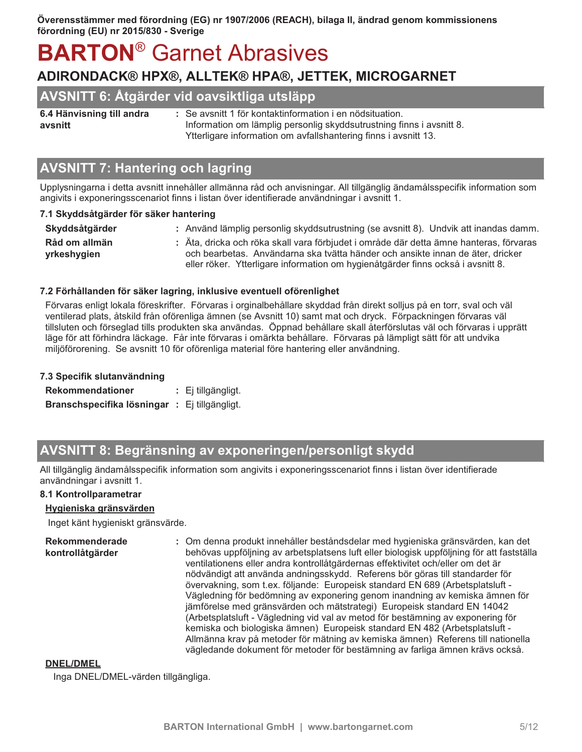Överensstämmer med förordning (EG) nr 1907/2006 (REACH), bilaga II, ändrad genom kommissionens förordning (EU) nr 2015/830 - Sverige

# **BARTON**® Garnet Abrasives

## ADIRONDACK® HPX®, ALLTEK® HPA®, JETTEK, MICROGARNET

## AVSNITT 6: Åtgärder vid oavsiktliga utsläpp

**6.4 Hänvisning till andra avsnitt** : Se avsnitt 1 för kontaktinformation i en nödsituation. Information om lämplig personlig skyddsutrustning finns i avsnitt 8. Ytterligare information om avfallshantering finns i avsnitt 13.

## AVSNITT 7: Hantering och lagring

Upplysningarna i detta avsnitt innehåller allmänna råd och anvisningar. All tillgänglig ändamålsspecifik information som angivits i exponeringsscenariot finns i listan över identifierade användningar i avsnitt 1.

### 7.1 Skyddsåtgärder för säker hantering

**Skyddsåtgärder** : Använd lämplig personlig skyddsutrustning (se avsnitt 8). Undvik att inandas damm.

**Råd om allmän yrkeshygien** : Äta, dricka och röka skall vara förbjudet i område där detta ämne hanteras, förvaras och bearbetas. Användarna ska tvätta händer och ansikte innan de äter, dricker eller röker. Ytterligare information om hygienåtgärder finns också i avsnitt 8.

### 7.2 Förhållanden för säker lagring, inklusive eventuell oförenlighet

Förvaras enligt lokala föreskrifter. Förvaras i orginalbehållare skyddad från direkt solljus på en torr, sval och väl ventilerad plats, åtskild från oförenliga ämnen (se Avsnitt 10) samt mat och dryck. Förpackningen förvaras väl tillsluten och förseglad tills produkten ska användas. Öppnad behållare skall återförslutas väl och förvaras i upprätt läge för att förhindra läckage. Får inte förvaras i omärkta behållare. Förvaras på lämpligt sätt för att undvika miljöförorening. Se avsnitt 10 för oförenliga material före hantering eller användning.

### 7.3 Specifik slutanvändning

**Rekommendationer** : Ej tillgängligt.

**Branschspecifika lösningar** : Ej tillgängligt.

## AVSNITT 8: Begränsning av exponeringen/personligt skydd

All tillgänglig ändamålsspecifik information som angivits i exponeringsscenariot finns i listan över identifierade användningar i avsnitt 1.

### 8.1 Kontrollparametrar

**Hygieniska gränsvärden**

Inget känt hygieniskt gränsvärde.

**Rekommenderade kontrollåtgärder** : Om denna produkt innehåller beståndsdelar med hygieniska gränsvärden, kan det behövas uppföljning av arbetsplatsens luft eller biologisk uppföljning för att fastställa ventilationens eller andra kontrollåtgärdernas effektivitet och/eller om det är nödvändigt att använda andningsskydd. Referens bör göras till standarder för övervakning, som t.ex. följande: Europeisk standard EN 689 (Arbetsplatsluft - Vägledning för bedömning av exponering genom inandning av kemiska ämnen för jämförelse med gränsvärden och mätstrategi) Europeisk standard EN 14042 (Arbetsplatsluft - Vägledning vid val av metod för bestämning av exponering för kemiska och biologiska ämnen) Europeisk standard EN 482 (Arbetsplatsluft - Allmänna krav på metoder för mätning av kemiska ämnen) Referens till nationella vägledande dokument för metoder för bestämning av farliga ämnen krävs också.

**DNEL/DMEL**

Inga DNEL/DMEL-värden tillgängliga.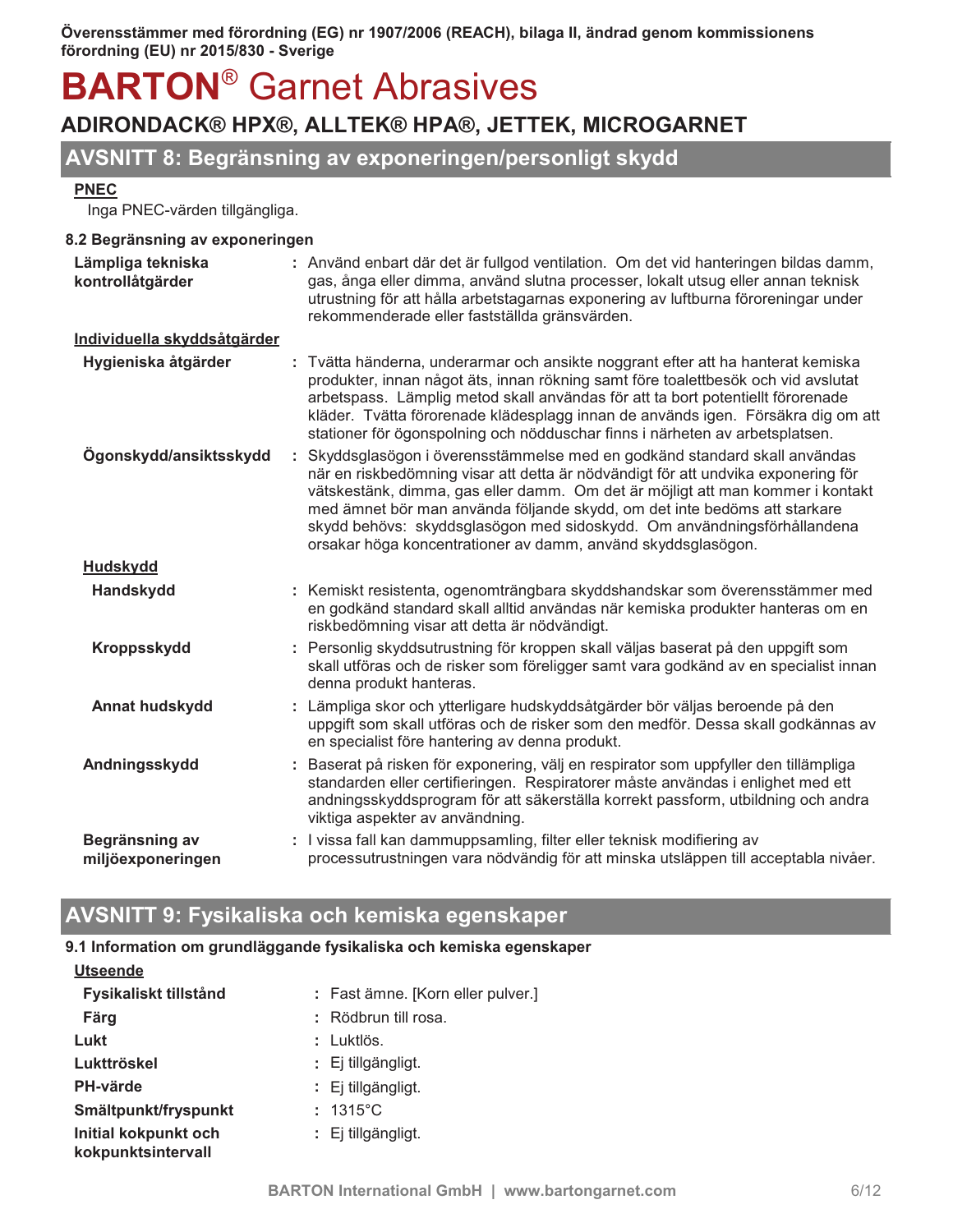Överensstämmer med förordning (EG) nr 1907/2006 (REACH), bilaga II, ändrad genom kommissionens förordning (EU) nr 2015/830 - Sverige

# BARTON® Garnet Abrasives

## ADIRONDACK® HPX®, ALLTEK® HPA®, JETTEK, MICROGARNET

## AVSNITT 8: Begränsning av exponeringen/personligt skydd

**PNEC**

Inga PNEC-värden tillgängliga.

### 8.2 Begränsning av exponeringen

**Lämpliga tekniska kontrollåtgärder** : Använd enbart där det är fullgod ventilation. Om det vid hanteringen bildas damm, gas, ånga eller dimma, använd slutna processer, lokalt utsug eller annan teknisk utrustning för att hålla arbetstagarnas exponering av luftburna föroreningar under rekommenderade eller fastställda gränsvärden.

**Individuella skyddsåtgärder**

**Hygieniska åtgärder** : Tvätta händerna, underarmar och ansikte noggrant efter att ha hanterat kemiska produkter, innan något äts, innan rökning samt före toalettbesök och vid avslutat arbetspass. Lämplig metod skall användas för att ta bort potentiellt förorenade kläder. Tvätta förorenade klädesplagg innan de används igen. Försäkra dig om att stationer för ögonspolning och nödduschar finns i närheten av arbetsplatsen.

**Ögonskydd/ansiktsskydd** : Skyddsglasögon i överensstämmelse med en godkänd standard skall användas när en riskbedömning visar att detta är nödvändigt för att undvika exponering för vätskestänk, dimma, gas eller damm. Om det är möjligt att man kommer i kontakt med ämnet bör man använda följande skydd, om det inte bedöms att starkare skydd behövs: skyddsglasögon med sidoskydd. Om användningsförhållandena orsakar höga koncentrationer av damm, använd skyddsglasögon.

**Hudskydd**

**Handskydd** : Kemiskt resistenta, ogenomträngbara skyddshandskar som överensstämmer med en godkänd standard skall alltid användas när kemiska produkter hanteras om en riskbedömning visar att detta är nödvändigt.

**Kroppsskydd** : Personlig skyddsutrustning för kroppen skall väljas baserat på den uppgift som skall utföras och de risker som föreligger samt vara godkänd av en specialist innan denna produkt hanteras.

**Annat hudskydd** : Lämpliga skor och ytterligare hudskyddsåtgärder bör väljas beroende på den uppgift som skall utföras och de risker som den medför. Dessa skall godkännas av en specialist före hantering av denna produkt.

**Andningsskydd** : Baserat på risken för exponering, välj en respirator som uppfyller den tillämpliga standarden eller certifieringen. Respiratorer måste användas i enlighet med ett andningsskyddsprogram för att säkerställa korrekt passform, utbildning och andra viktiga aspekter av användning.

**Begränsning av miljöexponeringen** : I vissa fall kan dammuppsamling, filter eller teknisk modifiering av processutrustningen vara nödvändig för att minska utsläppen till acceptabla nivåer.

## AVSNITT 9: Fysikaliska och kemiska egenskaper

### 9.1 Information om grundläggande fysikaliska och kemiska egenskaper

**Utseende**

**Fysikaliskt tillstånd** : Fast ämne. [Korn eller pulver.]

**Färg** : Rödbrun till rosa.

**Lukt** : Luktlös.

**Lukttröskel** : Ej tillgängligt.

**PH-värde** : Ej tillgängligt.

**Smältpunkt/fryspunkt** : 1315°C

**Initial kokpunkt och kokpunktsintervall** : Ej tillgängligt.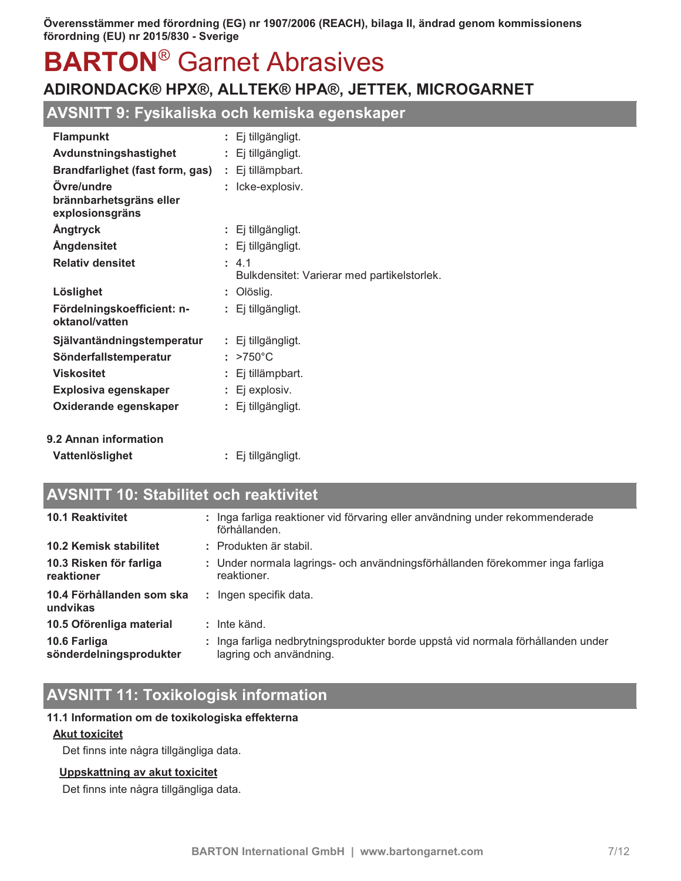Överensstämmer med förordning (EG) nr 1907/2006 (REACH), bilaga II, ändrad genom kommissionens förordning (EU) nr 2015/830 - Sverige

# BARTON® Garnet Abrasives

## ADIRONDACK® HPX®, ALLTEK® HPA®, JETTEK, MICROGARNET

## AVSNITT 9: Fysikaliska och kemiska egenskaper

| | |
|---|---|
| **Flampunkt** | : Ej tillgängligt. |
| **Avdunstningshastighet** | : Ej tillgängligt. |
| **Brandfarlighet (fast form, gas)** | : Ej tillämpbart. |
| **Övre/undre brännbarhetsgräns eller explosionsgräns** | : Icke-explosiv. |
| **Ångtryck** | : Ej tillgängligt. |
| **Ångdensitet** | : Ej tillgängligt. |
| **Relativ densitet** | : 4.1<br>Bulkdensitet: Varierar med partikelstorlek. |
| **Löslighet** | : Olöslig. |
| **Fördelningskoefficient: n-oktanol/vatten** | : Ej tillgängligt. |
| **Självantändningstemperatur** | : Ej tillgängligt. |
| **Sönderfallstemperatur** | : >750°C |
| **Viskositet** | : Ej tillämpbart. |
| **Explosiva egenskaper** | : Ej explosiv. |
| **Oxiderande egenskaper** | : Ej tillgängligt. |

**9.2 Annan information**

| | |
|---|---|
| **Vattenlöslighet** | : Ej tillgängligt. |

## AVSNITT 10: Stabilitet och reaktivitet

| | |
|---|---|
| **10.1 Reaktivitet** | : Inga farliga reaktioner vid förvaring eller användning under rekommenderade förhållanden. |
| **10.2 Kemisk stabilitet** | : Produkten är stabil. |
| **10.3 Risken för farliga reaktioner** | : Under normala lagrings- och användningsförhållanden förekommer inga farliga reaktioner. |
| **10.4 Förhållanden som ska undvikas** | : Ingen specifik data. |
| **10.5 Oförenliga material** | : Inte känd. |
| **10.6 Farliga sönderdelningsprodukter** | : Inga farliga nedbrytningsprodukter borde uppstå vid normala förhållanden under lagring och användning. |

## AVSNITT 11: Toxikologisk information

**11.1 Information om de toxikologiska effekterna**

**Akut toxicitet**

Det finns inte några tillgängliga data.

**Uppskattning av akut toxicitet**

Det finns inte några tillgängliga data.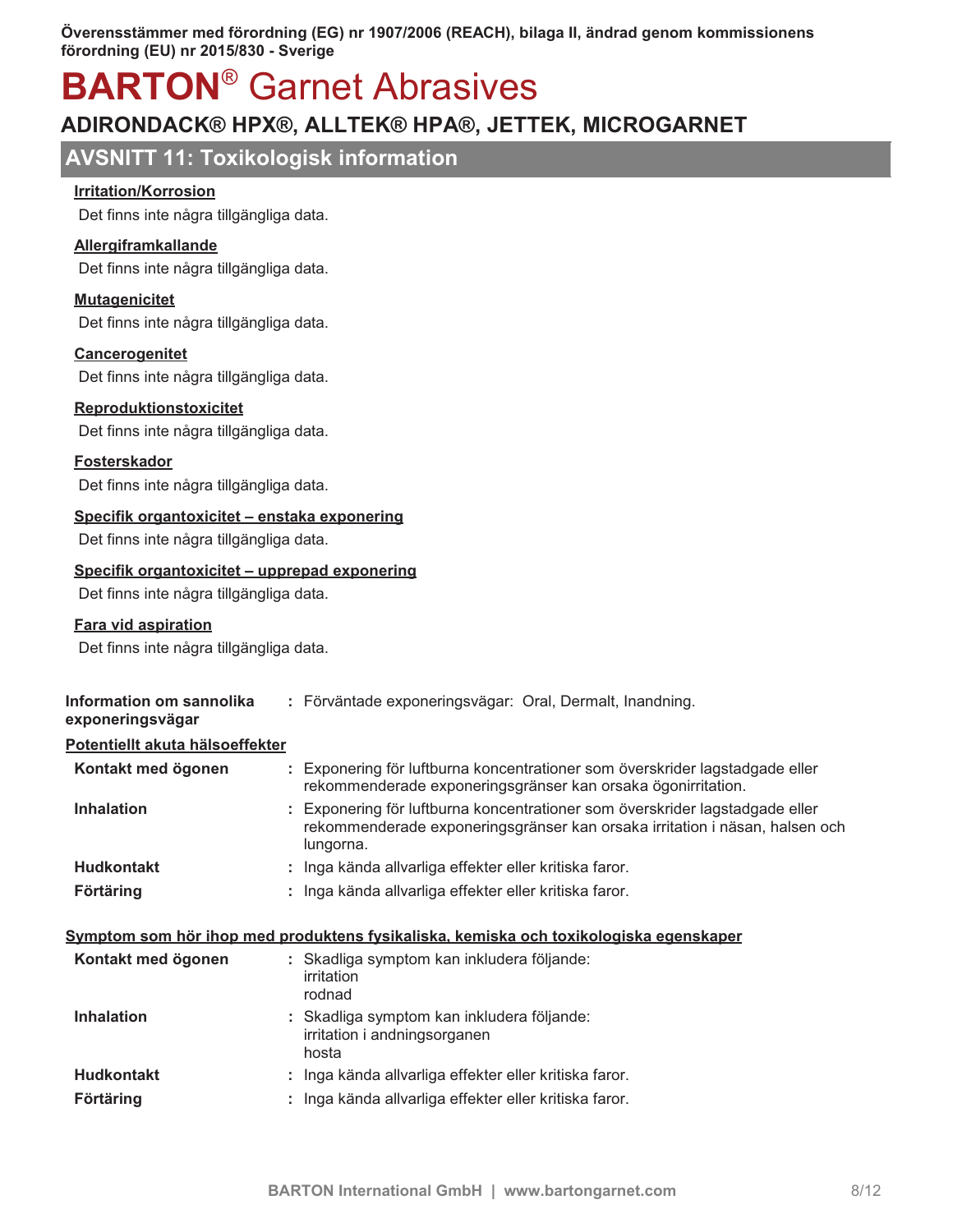## AVSNITT 11: Toxikologisk information

**Irritation/Korrosion**

Det finns inte några tillgängliga data.

**Allergiframkallande**

Det finns inte några tillgängliga data.

**Mutagenicitet**

Det finns inte några tillgängliga data.

**Cancerogenitet**

Det finns inte några tillgängliga data.

**Reproduktionstoxicitet**

Det finns inte några tillgängliga data.

**Fosterskador**

Det finns inte några tillgängliga data.

**Specifik organtoxicitet – enstaka exponering**

Det finns inte några tillgängliga data.

**Specifik organtoxicitet – upprepad exponering**

Det finns inte några tillgängliga data.

**Fara vid aspiration**

Det finns inte några tillgängliga data.

**Information om sannolika exponeringsvägar** : Förväntade exponeringsvägar: Oral, Dermalt, Inandning.

**Potentiellt akuta hälsoeffekter**

| | |
|---|---|
| **Kontakt med ögonen** | : Exponering för luftburna koncentrationer som överskrider lagstadgade eller rekommenderade exponeringsgränser kan orsaka ögonirritation. |
| **Inhalation** | : Exponering för luftburna koncentrationer som överskrider lagstadgade eller rekommenderade exponeringsgränser kan orsaka irritation i näsan, halsen och lungorna. |
| **Hudkontakt** | : Inga kända allvarliga effekter eller kritiska faror. |
| **Förtäring** | : Inga kända allvarliga effekter eller kritiska faror. |

**Symptom som hör ihop med produktens fysikaliska, kemiska och toxikologiska egenskaper**

| | |
|---|---|
| **Kontakt med ögonen** | : Skadliga symptom kan inkludera följande: irritation rodnad |
| **Inhalation** | : Skadliga symptom kan inkludera följande: irritation i andningsorganen hosta |
| **Hudkontakt** | : Inga kända allvarliga effekter eller kritiska faror. |
| **Förtäring** | : Inga kända allvarliga effekter eller kritiska faror. |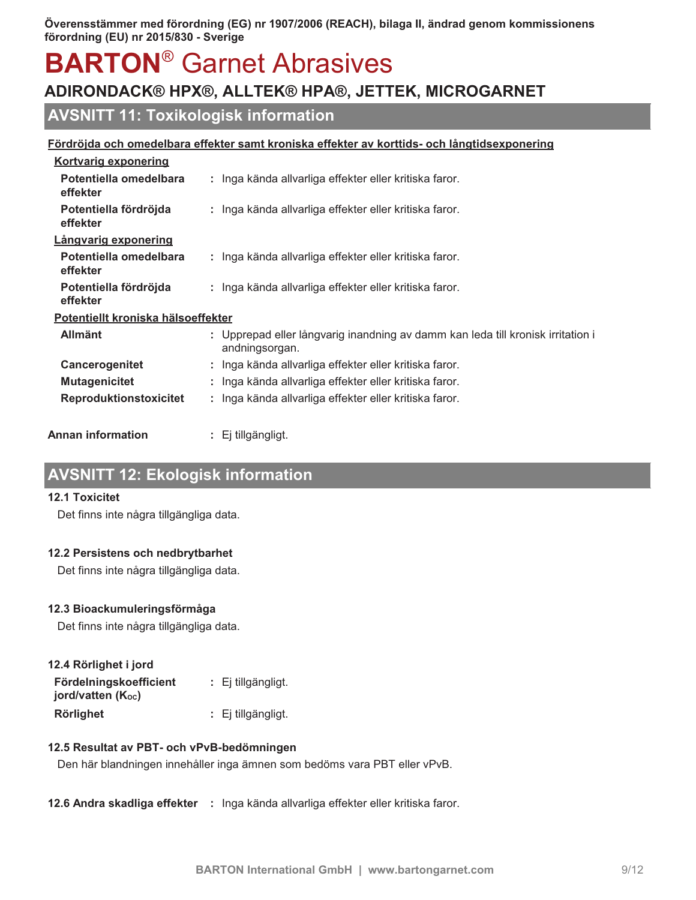Överensstämmer med förordning (EG) nr 1907/2006 (REACH), bilaga II, ändrad genom kommissionens förordning (EU) nr 2015/830 - Sverige

# BARTON® Garnet Abrasives

## ADIRONDACK® HPX®, ALLTEK® HPA®, JETTEK, MICROGARNET

## AVSNITT 11: Toxikologisk information

**Fördröjda och omedelbara effekter samt kroniska effekter av korttids- och långtidsexponering**

**Kortvarig exponering**

| | |
|---|---|
| **Potentiella omedelbara effekter** | : Inga kända allvarliga effekter eller kritiska faror. |
| **Potentiella fördröjda effekter** | : Inga kända allvarliga effekter eller kritiska faror. |

**Långvarig exponering**

| | |
|---|---|
| **Potentiella omedelbara effekter** | : Inga kända allvarliga effekter eller kritiska faror. |
| **Potentiella fördröjda effekter** | : Inga kända allvarliga effekter eller kritiska faror. |

**Potentiellt kroniska hälsoeffekter**

| | |
|---|---|
| **Allmänt** | : Upprepad eller långvarig inandning av damm kan leda till kronisk irritation i andningsorgan. |
| **Cancerogenitet** | : Inga kända allvarliga effekter eller kritiska faror. |
| **Mutagenicitet** | : Inga kända allvarliga effekter eller kritiska faror. |
| **Reproduktionstoxicitet** | : Inga kända allvarliga effekter eller kritiska faror. |

**Annan information** : Ej tillgängligt.

## AVSNITT 12: Ekologisk information

### 12.1 Toxicitet

Det finns inte några tillgängliga data.

### 12.2 Persistens och nedbrytbarhet

Det finns inte några tillgängliga data.

### 12.3 Bioackumuleringsförmåga

Det finns inte några tillgängliga data.

### 12.4 Rörlighet i jord

| | |
|---|---|
| **Fördelningskoefficient jord/vatten ($K_{OC}$)** | : Ej tillgängligt. |
| **Rörlighet** | : Ej tillgängligt. |

### 12.5 Resultat av PBT- och vPvB-bedömningen

Den här blandningen innehåller inga ämnen som bedöms vara PBT eller vPvB.

**12.6 Andra skadliga effekter** : Inga kända allvarliga effekter eller kritiska faror.

BARTON International GmbH | www.bartongarnet.com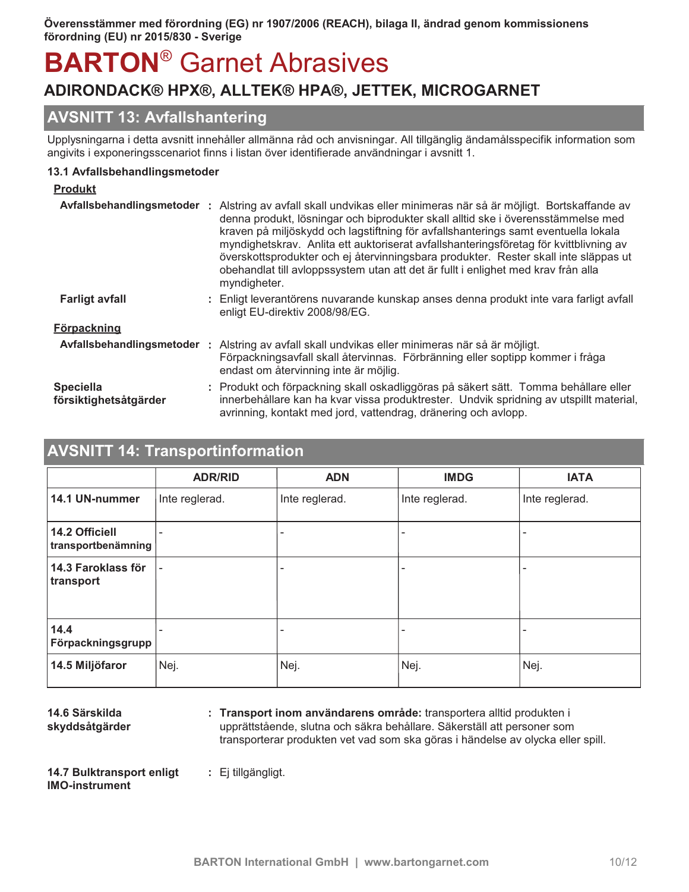## AVSNITT 13: Avfallshantering

Upplysningarna i detta avsnitt innehåller allmänna råd och anvisningar. All tillgänglig ändamålsspecifik information som angivits i exponeringsscenariot finns i listan över identifierade användningar i avsnitt 1.

### 13.1 Avfallsbehandlingsmetoder

**Produkt**

**Avfallsbehandlingsmetoder** : Alstring av avfall skall undvikas eller minimeras när så är möjligt. Bortskaffande av denna produkt, lösningar och biprodukter skall alltid ske i överensstämmelse med kraven på miljöskydd och lagstiftning för avfallshanterings samt eventuella lokala myndighetskrav. Anlita ett auktoriserat avfallshanteringsföretag för kvittblivning av överskottsprodukter och ej återvinningsbara produkter. Rester skall inte släppas ut obehandlat till avloppssystem utan att det är fullt i enlighet med krav från alla myndigheter.

**Farligt avfall** : Enligt leverantörens nuvarande kunskap anses denna produkt inte vara farligt avfall enligt EU-direktiv 2008/98/EG.

**Förpackning**

**Avfallsbehandlingsmetoder** : Alstring av avfall skall undvikas eller minimeras när så är möjligt. Förpackningsavfall skall återvinnas. Förbränning eller soptipp kommer i fråga endast om återvinning inte är möjlig.

**Speciella försiktighetsåtgärder** : Produkt och förpackning skall oskadliggöras på säkert sätt. Tomma behållare eller innerbehållare kan ha kvar vissa produktrester. Undvik spridning av utspillt material, avrinning, kontakt med jord, vattendrag, dränering och avlopp.

## AVSNITT 14: Transportinformation

| | ADR/RID | ADN | IMDG | IATA |
|---|---|---|---|---|
| **14.1 UN-nummer** | Inte reglerad. | Inte reglerad. | Inte reglerad. | Inte reglerad. |
| **14.2 Officiell transportbenämning** | - | - | - | - |
| **14.3 Faroklass för transport** | - | - | - | - |
| **14.4 Förpackningsgrupp** | - | - | - | - |
| **14.5 Miljöfaror** | Nej. | Nej. | Nej. | Nej. |

**14.6 Särskilda skyddsåtgärder** : **Transport inom användarens område:** transportera alltid produkten i upprättstående, slutna och säkra behållare. Säkerställ att personer som transporterar produkten vet vad som ska göras i händelse av olycka eller spill.

**14.7 Bulktransport enligt IMO-instrument** : Ej tillgängligt.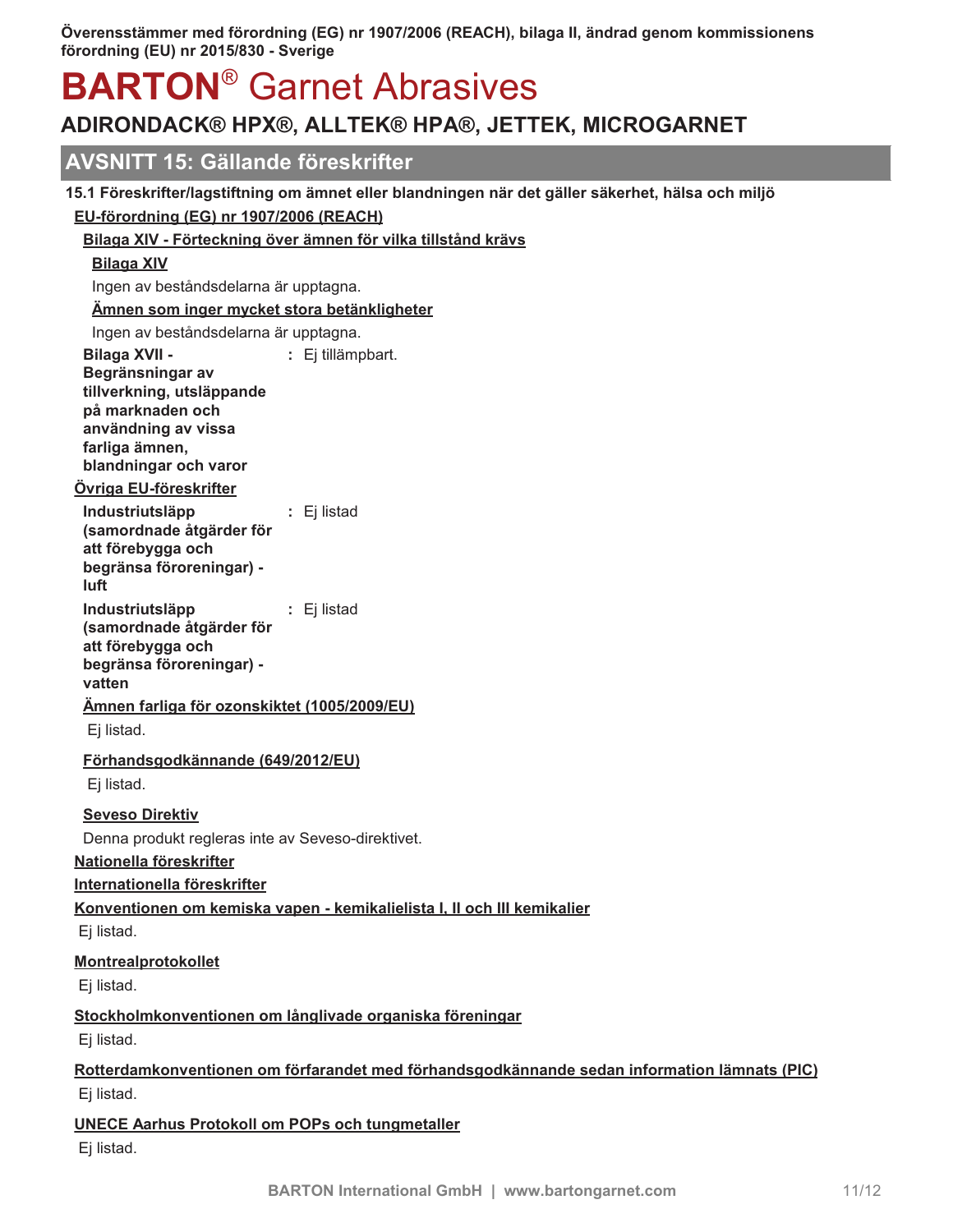Överensstämmer med förordning (EG) nr 1907/2006 (REACH), bilaga II, ändrad genom kommissionens förordning (EU) nr 2015/830 - Sverige

# BARTON® Garnet Abrasives

## ADIRONDACK® HPX®, ALLTEK® HPA®, JETTEK, MICROGARNET

## AVSNITT 15: Gällande föreskrifter

**15.1 Föreskrifter/lagstiftning om ämnet eller blandningen när det gäller säkerhet, hälsa och miljö**

**EU-förordning (EG) nr 1907/2006 (REACH)**

**Bilaga XIV - Förteckning över ämnen för vilka tillstånd krävs**

**Bilaga XIV**

Ingen av beståndsdelarna är upptagna.

**Ämnen som inger mycket stora betänkligheter**

Ingen av beståndsdelarna är upptagna.

**Bilaga XVII - Begränsningar av tillverkning, utsläppande på marknaden och användning av vissa farliga ämnen, blandningar och varor** : Ej tillämpbart.

**Övriga EU-föreskrifter**

**Industriutsläpp (samordnade åtgärder för att förebygga och begränsa föroreningar) - luft** : Ej listad

**Industriutsläpp (samordnade åtgärder för att förebygga och begränsa föroreningar) - vatten** : Ej listad

**Ämnen farliga för ozonskiktet (1005/2009/EU)**

Ej listad.

**Förhandsgodkännande (649/2012/EU)**

Ej listad.

**Seveso Direktiv**

Denna produkt regleras inte av Seveso-direktivet.

**Nationella föreskrifter**

**Internationella föreskrifter**

**Konventionen om kemiska vapen - kemikalielista I, II och III kemikalier**

Ej listad.

**Montrealprotokollet**

Ej listad.

**Stockholmkonventionen om långlivade organiska föreningar**

Ej listad.

**Rotterdamkonventionen om förfarandet med förhandsgodkännande sedan information lämnats (PIC)**

Ej listad.

**UNECE Aarhus Protokoll om POPs och tungmetaller**

Ej listad.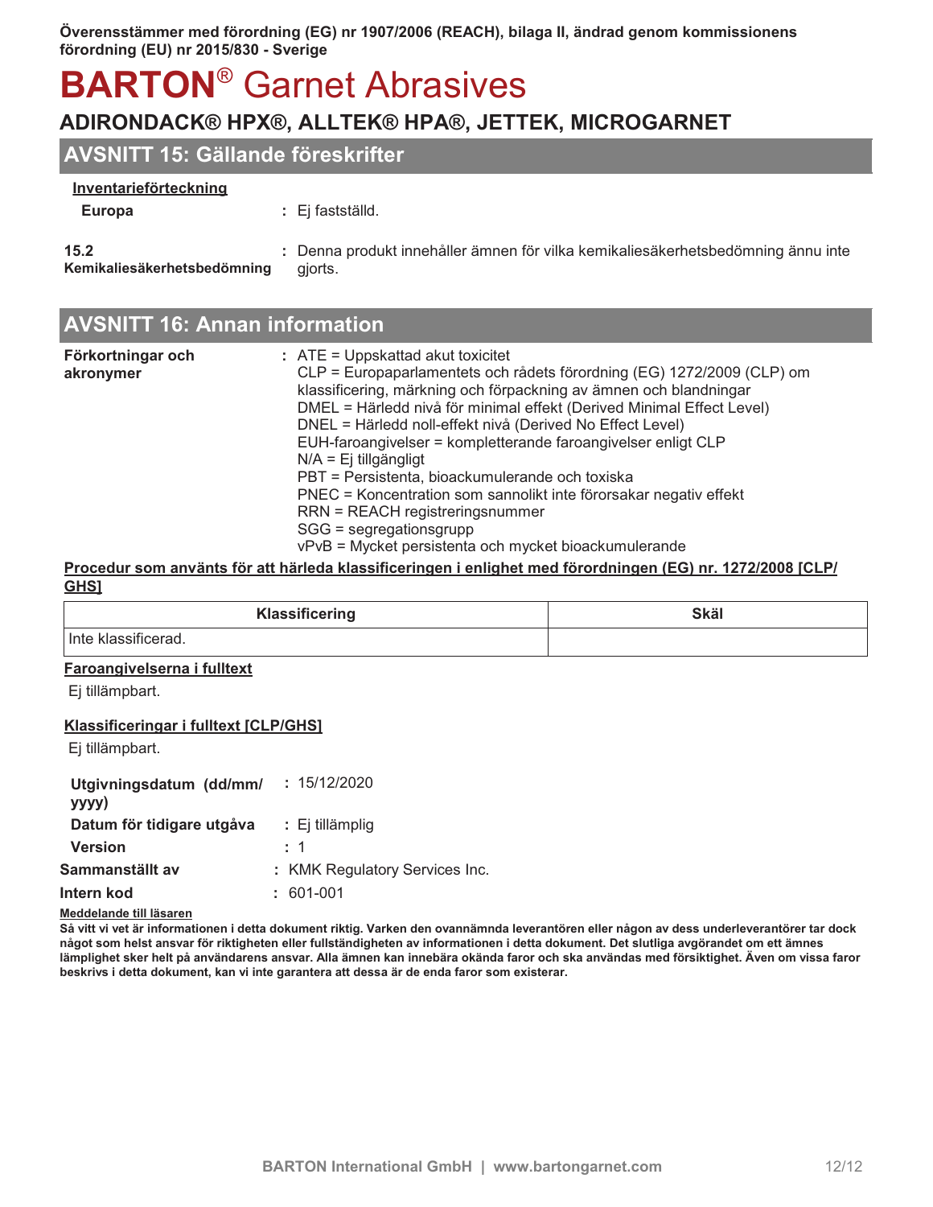## AVSNITT 15: Gällande föreskrifter

**Inventarieförteckning**

**Europa** : Ej fastställd.

**15.2 Kemikaliesäkerhetsbedömning** : Denna produkt innehåller ämnen för vilka kemikaliesäkerhetsbedömning ännu inte gjorts.

## AVSNITT 16: Annan information

**Förkortningar och akronymer** :
ATE = Uppskattad akut toxicitet
CLP = Europaparlamentets och rådets förordning (EG) 1272/2009 (CLP) om klassificering, märkning och förpackning av ämnen och blandningar
DMEL = Härledd nivå för minimal effekt (Derived Minimal Effect Level)
DNEL = Härledd noll-effekt nivå (Derived No Effect Level)
EUH-faroangivelser = kompletterande faroangivelser enligt CLP
N/A = Ej tillgängligt
PBT = Persistenta, bioackumulerande och toxiska
PNEC = Koncentration som sannolikt inte förorsakar negativ effekt
RRN = REACH registreringsnummer
SGG = segregationsgrupp
vPvB = Mycket persistenta och mycket bioackumulerande

**Procedur som använts för att härleda klassificeringen i enlighet med förordningen (EG) nr. 1272/2008 [CLP/GHS]**

| Klassificering | Skäl |
|---|---|
| Inte klassificerad. | |

**Faroangivelserna i fulltext**

Ej tillämpbart.

**Klassificeringar i fulltext [CLP/GHS]**

Ej tillämpbart.

**Utgivningsdatum (dd/mm/yyyy)** : 15/12/2020

**Datum för tidigare utgåva** : Ej tillämplig

**Version** : 1

**Sammanställt av** : KMK Regulatory Services Inc.

**Intern kod** : 601-001

**Meddelande till läsaren**

**Så vitt vi vet är informationen i detta dokument riktig. Varken den ovannämnda leverantören eller någon av dess underleverantörer tar dock något som helst ansvar för riktigheten eller fullständigheten av informationen i detta dokument. Det slutliga avgörandet om ett ämnes lämplighet sker helt på användarens ansvar. Alla ämnen kan innebära okända faror och ska användas med försiktighet. Även om vissa faror beskrivs i detta dokument, kan vi inte garantera att dessa är de enda faror som existerar.**